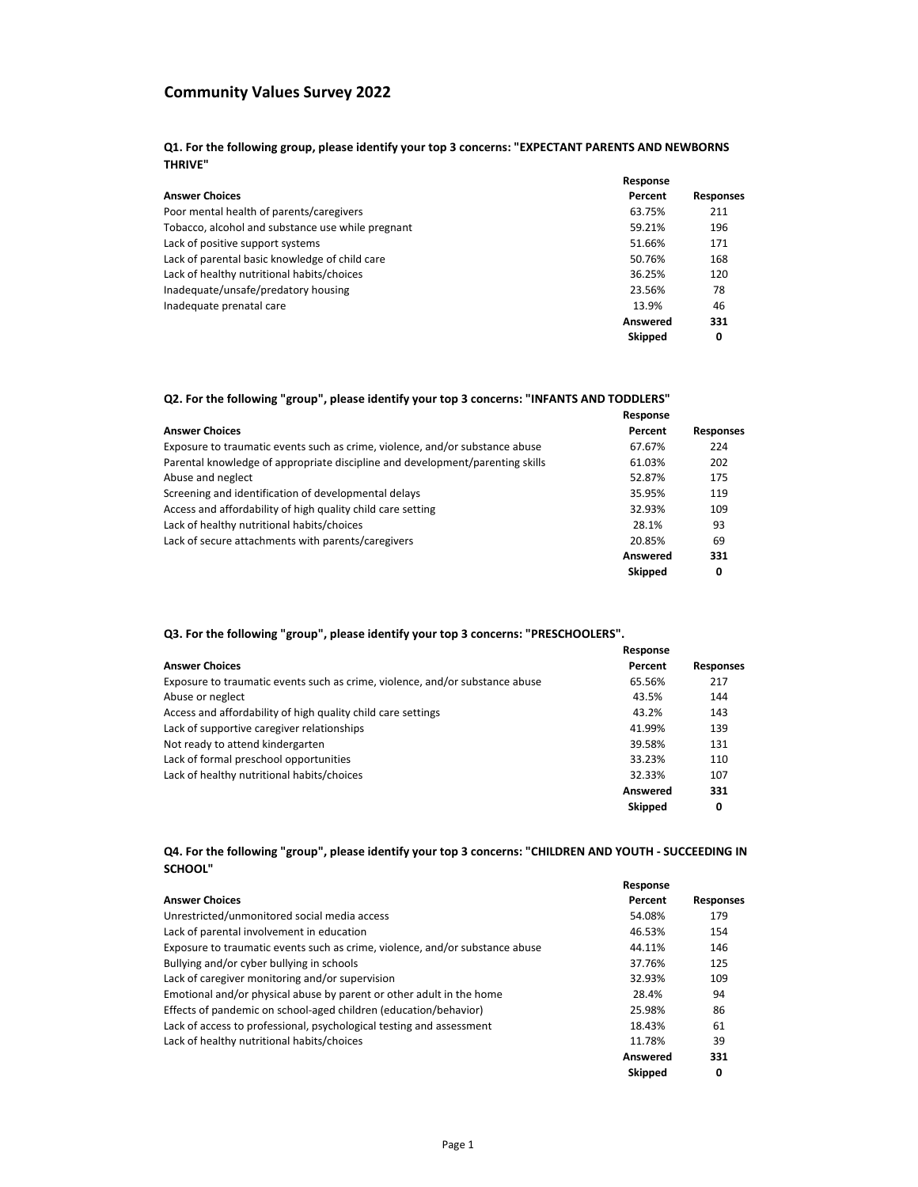# Community Values Survey 2022

### Q1. For the following group, please identify your top 3 concerns: "EXPECTANT PARENTS AND NEWBORNS THRIVE"

| Answer Choices | Response Percent | Responses |
|---|---|---|
| Poor mental health of parents/caregivers | 63.75% | 211 |
| Tobacco, alcohol and substance use while pregnant | 59.21% | 196 |
| Lack of positive support systems | 51.66% | 171 |
| Lack of parental basic knowledge of child care | 50.76% | 168 |
| Lack of healthy nutritional habits/choices | 36.25% | 120 |
| Inadequate/unsafe/predatory housing | 23.56% | 78 |
| Inadequate prenatal care | 13.9% | 46 |
| | **Answered** | **331** |
| | **Skipped** | **0** |

### Q2. For the following "group", please identify your top 3 concerns: "INFANTS AND TODDLERS"

| Answer Choices | Response Percent | Responses |
|---|---|---|
| Exposure to traumatic events such as crime, violence, and/or substance abuse | 67.67% | 224 |
| Parental knowledge of appropriate discipline and development/parenting skills | 61.03% | 202 |
| Abuse and neglect | 52.87% | 175 |
| Screening and identification of developmental delays | 35.95% | 119 |
| Access and affordability of high quality child care setting | 32.93% | 109 |
| Lack of healthy nutritional habits/choices | 28.1% | 93 |
| Lack of secure attachments with parents/caregivers | 20.85% | 69 |
| | **Answered** | **331** |
| | **Skipped** | **0** |

### Q3. For the following "group", please identify your top 3 concerns: "PRESCHOOLERS".

| Answer Choices | Response Percent | Responses |
|---|---|---|
| Exposure to traumatic events such as crime, violence, and/or substance abuse | 65.56% | 217 |
| Abuse or neglect | 43.5% | 144 |
| Access and affordability of high quality child care settings | 43.2% | 143 |
| Lack of supportive caregiver relationships | 41.99% | 139 |
| Not ready to attend kindergarten | 39.58% | 131 |
| Lack of formal preschool opportunities | 33.23% | 110 |
| Lack of healthy nutritional habits/choices | 32.33% | 107 |
| | **Answered** | **331** |
| | **Skipped** | **0** |

### Q4. For the following "group", please identify your top 3 concerns: "CHILDREN AND YOUTH - SUCCEEDING IN SCHOOL"

| Answer Choices | Response Percent | Responses |
|---|---|---|
| Unrestricted/unmonitored social media access | 54.08% | 179 |
| Lack of parental involvement in education | 46.53% | 154 |
| Exposure to traumatic events such as crime, violence, and/or substance abuse | 44.11% | 146 |
| Bullying and/or cyber bullying in schools | 37.76% | 125 |
| Lack of caregiver monitoring and/or supervision | 32.93% | 109 |
| Emotional and/or physical abuse by parent or other adult in the home | 28.4% | 94 |
| Effects of pandemic on school-aged children (education/behavior) | 25.98% | 86 |
| Lack of access to professional, psychological testing and assessment | 18.43% | 61 |
| Lack of healthy nutritional habits/choices | 11.78% | 39 |
| | **Answered** | **331** |
| | **Skipped** | **0** |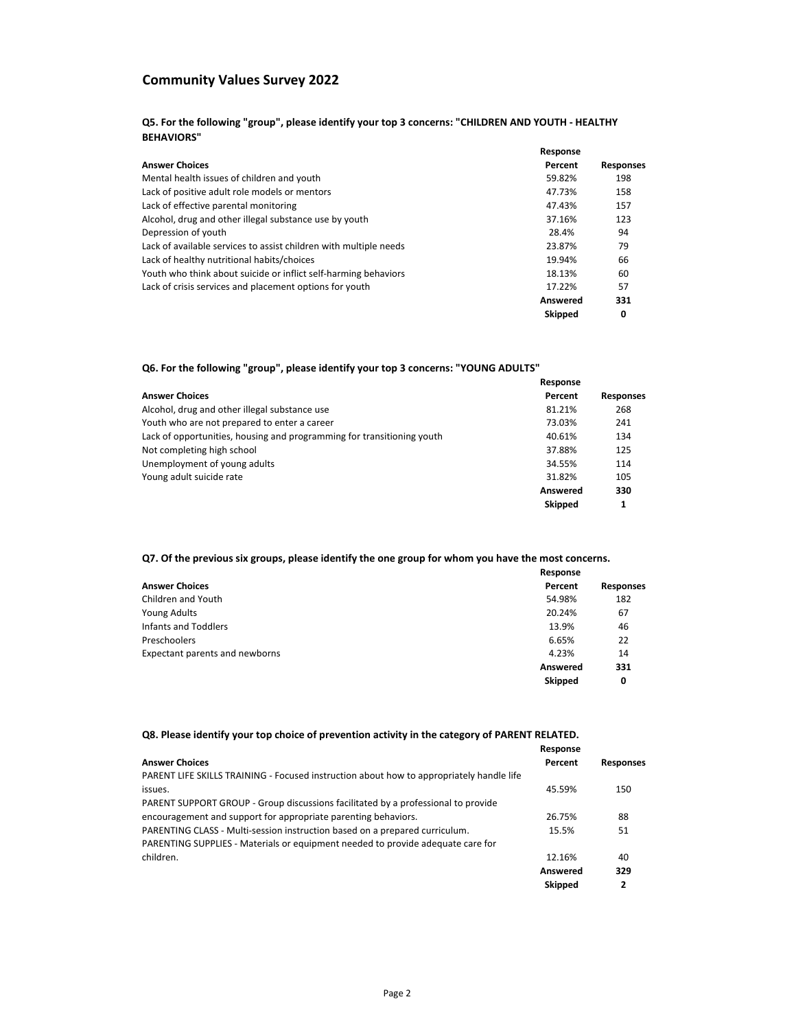## Community Values Survey 2022

### Q5. For the following "group", please identify your top 3 concerns: "CHILDREN AND YOUTH - HEALTHY BEHAVIORS"

| Answer Choices | Response Percent | Responses |
|---|---|---|
| Mental health issues of children and youth | 59.82% | 198 |
| Lack of positive adult role models or mentors | 47.73% | 158 |
| Lack of effective parental monitoring | 47.43% | 157 |
| Alcohol, drug and other illegal substance use by youth | 37.16% | 123 |
| Depression of youth | 28.4% | 94 |
| Lack of available services to assist children with multiple needs | 23.87% | 79 |
| Lack of healthy nutritional habits/choices | 19.94% | 66 |
| Youth who think about suicide or inflict self-harming behaviors | 18.13% | 60 |
| Lack of crisis services and placement options for youth | 17.22% | 57 |
| | **Answered** | **331** |
| | **Skipped** | **0** |

### Q6. For the following "group", please identify your top 3 concerns: "YOUNG ADULTS"

| Answer Choices | Response Percent | Responses |
|---|---|---|
| Alcohol, drug and other illegal substance use | 81.21% | 268 |
| Youth who are not prepared to enter a career | 73.03% | 241 |
| Lack of opportunities, housing and programming for transitioning youth | 40.61% | 134 |
| Not completing high school | 37.88% | 125 |
| Unemployment of young adults | 34.55% | 114 |
| Young adult suicide rate | 31.82% | 105 |
| | **Answered** | **330** |
| | **Skipped** | **1** |

### Q7. Of the previous six groups, please identify the one group for whom you have the most concerns.

| Answer Choices | Response Percent | Responses |
|---|---|---|
| Children and Youth | 54.98% | 182 |
| Young Adults | 20.24% | 67 |
| Infants and Toddlers | 13.9% | 46 |
| Preschoolers | 6.65% | 22 |
| Expectant parents and newborns | 4.23% | 14 |
| | **Answered** | **331** |
| | **Skipped** | **0** |

### Q8. Please identify your top choice of prevention activity in the category of PARENT RELATED.

| Answer Choices | Response Percent | Responses |
|---|---|---|
| PARENT LIFE SKILLS TRAINING - Focused instruction about how to appropriately handle life issues. | 45.59% | 150 |
| PARENT SUPPORT GROUP - Group discussions facilitated by a professional to provide encouragement and support for appropriate parenting behaviors. | 26.75% | 88 |
| PARENTING CLASS - Multi-session instruction based on a prepared curriculum. | 15.5% | 51 |
| PARENTING SUPPLIES - Materials or equipment needed to provide adequate care for children. | 12.16% | 40 |
| | **Answered** | **329** |
| | **Skipped** | **2** |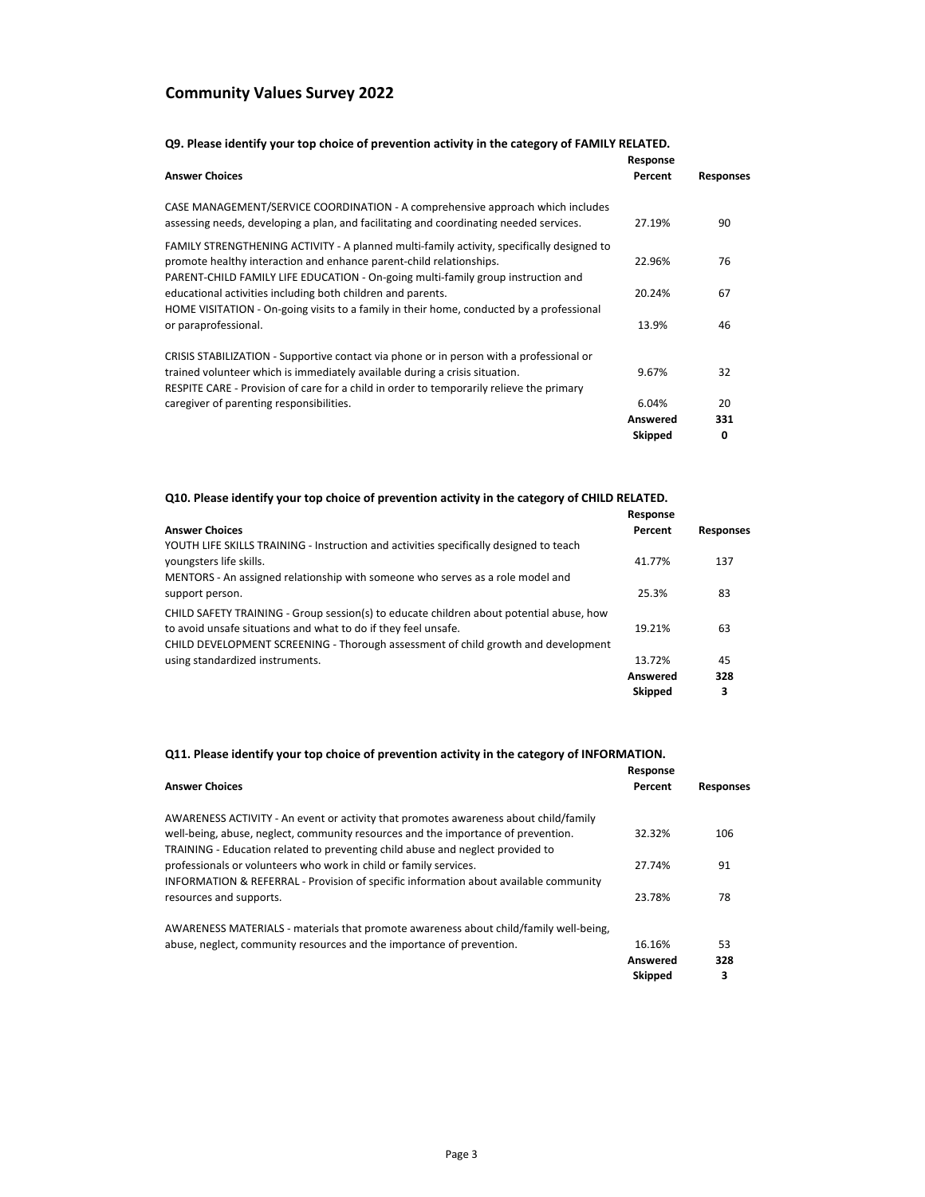# Community Values Survey 2022

### Q9. Please identify your top choice of prevention activity in the category of FAMILY RELATED.

| Answer Choices | Response Percent | Responses |
|---|---|---|
| CASE MANAGEMENT/SERVICE COORDINATION - A comprehensive approach which includes assessing needs, developing a plan, and facilitating and coordinating needed services. | 27.19% | 90 |
| FAMILY STRENGTHENING ACTIVITY - A planned multi-family activity, specifically designed to promote healthy interaction and enhance parent-child relationships. | 22.96% | 76 |
| PARENT-CHILD FAMILY LIFE EDUCATION - On-going multi-family group instruction and educational activities including both children and parents. | 20.24% | 67 |
| HOME VISITATION - On-going visits to a family in their home, conducted by a professional or paraprofessional. | 13.9% | 46 |
| CRISIS STABILIZATION - Supportive contact via phone or in person with a professional or trained volunteer which is immediately available during a crisis situation. | 9.67% | 32 |
| RESPITE CARE - Provision of care for a child in order to temporarily relieve the primary caregiver of parenting responsibilities. | 6.04% | 20 |
| | **Answered** | **331** |
| | **Skipped** | **0** |

### Q10. Please identify your top choice of prevention activity in the category of CHILD RELATED.

| Answer Choices | Response Percent | Responses |
|---|---|---|
| YOUTH LIFE SKILLS TRAINING - Instruction and activities specifically designed to teach youngsters life skills. | 41.77% | 137 |
| MENTORS - An assigned relationship with someone who serves as a role model and support person. | 25.3% | 83 |
| CHILD SAFETY TRAINING - Group session(s) to educate children about potential abuse, how to avoid unsafe situations and what to do if they feel unsafe. | 19.21% | 63 |
| CHILD DEVELOPMENT SCREENING - Thorough assessment of child growth and development using standardized instruments. | 13.72% | 45 |
| | **Answered** | **328** |
| | **Skipped** | **3** |

### Q11. Please identify your top choice of prevention activity in the category of INFORMATION.

| Answer Choices | Response Percent | Responses |
|---|---|---|
| AWARENESS ACTIVITY - An event or activity that promotes awareness about child/family well-being, abuse, neglect, community resources and the importance of prevention. | 32.32% | 106 |
| TRAINING - Education related to preventing child abuse and neglect provided to professionals or volunteers who work in child or family services. | 27.74% | 91 |
| INFORMATION & REFERRAL - Provision of specific information about available community resources and supports. | 23.78% | 78 |
| AWARENESS MATERIALS - materials that promote awareness about child/family well-being, abuse, neglect, community resources and the importance of prevention. | 16.16% | 53 |
| | **Answered** | **328** |
| | **Skipped** | **3** |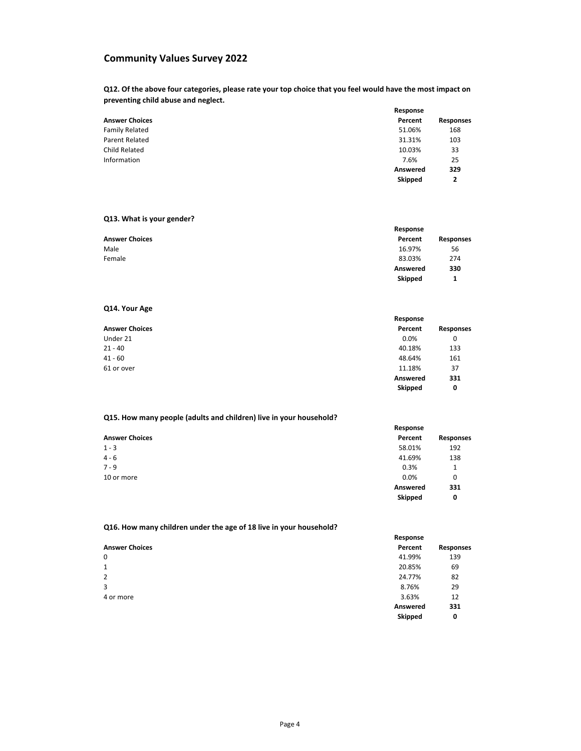## Community Values Survey 2022

**Q12. Of the above four categories, please rate your top choice that you feel would have the most impact on preventing child abuse and neglect.**

| Answer Choices | Response Percent | Responses |
|---|---|---|
| Family Related | 51.06% | 168 |
| Parent Related | 31.31% | 103 |
| Child Related | 10.03% | 33 |
| Information | 7.6% | 25 |
| | **Answered** | **329** |
| | **Skipped** | **2** |

**Q13. What is your gender?**

| Answer Choices | Response Percent | Responses |
|---|---|---|
| Male | 16.97% | 56 |
| Female | 83.03% | 274 |
| | **Answered** | **330** |
| | **Skipped** | **1** |

**Q14. Your Age**

| Answer Choices | Response Percent | Responses |
|---|---|---|
| Under 21 | 0.0% | 0 |
| 21 - 40 | 40.18% | 133 |
| 41 - 60 | 48.64% | 161 |
| 61 or over | 11.18% | 37 |
| | **Answered** | **331** |
| | **Skipped** | **0** |

**Q15. How many people (adults and children) live in your household?**

| Answer Choices | Response Percent | Responses |
|---|---|---|
| 1 - 3 | 58.01% | 192 |
| 4 - 6 | 41.69% | 138 |
| 7 - 9 | 0.3% | 1 |
| 10 or more | 0.0% | 0 |
| | **Answered** | **331** |
| | **Skipped** | **0** |

**Q16. How many children under the age of 18 live in your household?**

| Answer Choices | Response Percent | Responses |
|---|---|---|
| 0 | 41.99% | 139 |
| 1 | 20.85% | 69 |
| 2 | 24.77% | 82 |
| 3 | 8.76% | 29 |
| 4 or more | 3.63% | 12 |
| | **Answered** | **331** |
| | **Skipped** | **0** |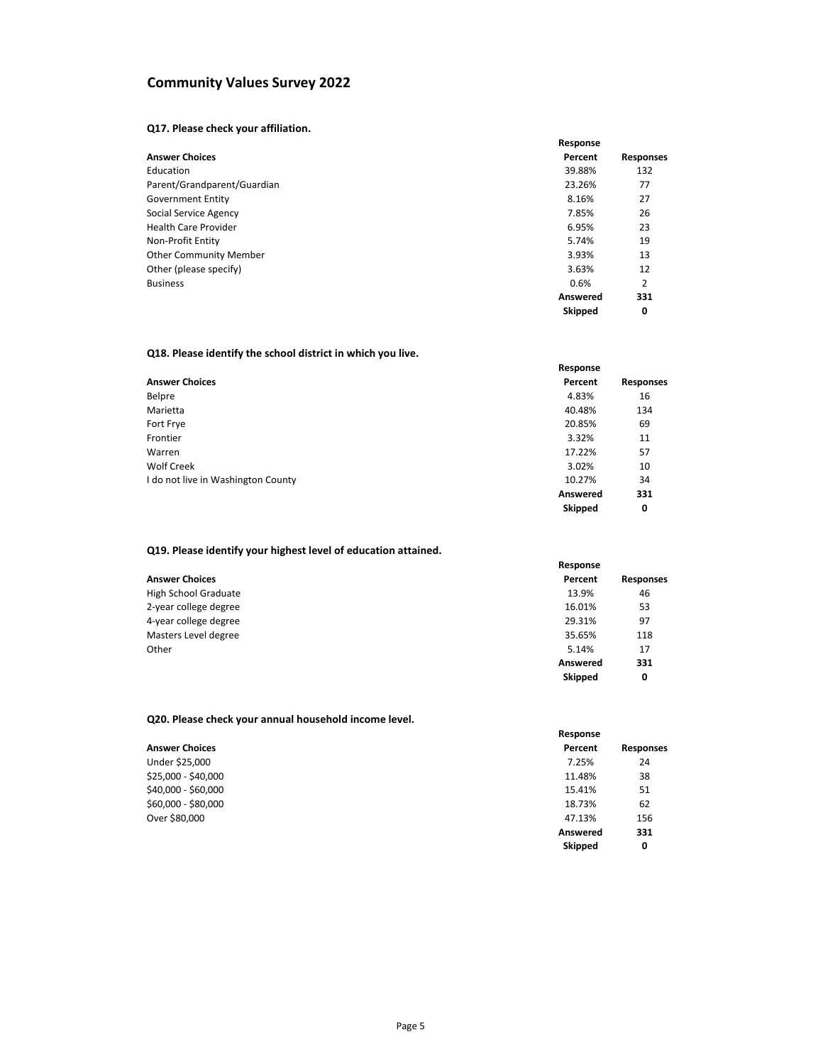## Community Values Survey 2022

### Q17. Please check your affiliation.

| Answer Choices | Response Percent | Responses |
|---|---|---|
| Education | 39.88% | 132 |
| Parent/Grandparent/Guardian | 23.26% | 77 |
| Government Entity | 8.16% | 27 |
| Social Service Agency | 7.85% | 26 |
| Health Care Provider | 6.95% | 23 |
| Non-Profit Entity | 5.74% | 19 |
| Other Community Member | 3.93% | 13 |
| Other (please specify) | 3.63% | 12 |
| Business | 0.6% | 2 |
| | **Answered** | **331** |
| | **Skipped** | **0** |

### Q18. Please identify the school district in which you live.

| Answer Choices | Response Percent | Responses |
|---|---|---|
| Belpre | 4.83% | 16 |
| Marietta | 40.48% | 134 |
| Fort Frye | 20.85% | 69 |
| Frontier | 3.32% | 11 |
| Warren | 17.22% | 57 |
| Wolf Creek | 3.02% | 10 |
| I do not live in Washington County | 10.27% | 34 |
| | **Answered** | **331** |
| | **Skipped** | **0** |

### Q19. Please identify your highest level of education attained.

| Answer Choices | Response Percent | Responses |
|---|---|---|
| High School Graduate | 13.9% | 46 |
| 2-year college degree | 16.01% | 53 |
| 4-year college degree | 29.31% | 97 |
| Masters Level degree | 35.65% | 118 |
| Other | 5.14% | 17 |
| | **Answered** | **331** |
| | **Skipped** | **0** |

### Q20. Please check your annual household income level.

| Answer Choices | Response Percent | Responses |
|---|---|---|
| Under $25,000 | 7.25% | 24 |
| $25,000 - $40,000 | 11.48% | 38 |
| $40,000 - $60,000 | 15.41% | 51 |
| $60,000 - $80,000 | 18.73% | 62 |
| Over $80,000 | 47.13% | 156 |
| | **Answered** | **331** |
| | **Skipped** | **0** |